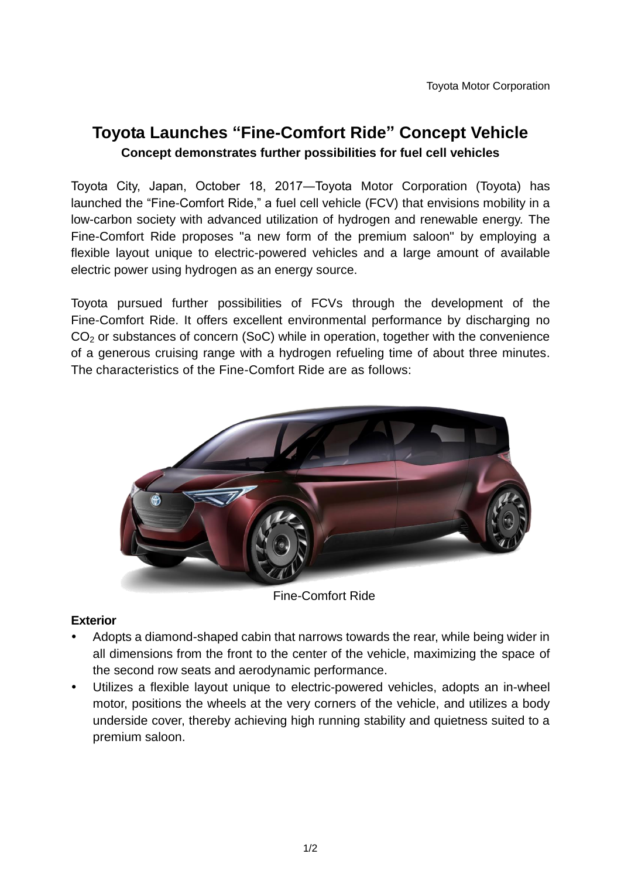Toyota Motor Corporation

# Toyota Launches "Fine-Comfort Ride" Concept Vehicle

**Concept demonstrates further possibilities for fuel cell vehicles**

Toyota City, Japan, October 18, 2017—Toyota Motor Corporation (Toyota) has launched the "Fine-Comfort Ride," a fuel cell vehicle (FCV) that envisions mobility in a low-carbon society with advanced utilization of hydrogen and renewable energy. The Fine-Comfort Ride proposes "a new form of the premium saloon" by employing a flexible layout unique to electric-powered vehicles and a large amount of available electric power using hydrogen as an energy source.

Toyota pursued further possibilities of FCVs through the development of the Fine-Comfort Ride. It offers excellent environmental performance by discharging no $CO_2$ or substances of concern (SoC) while in operation, together with the convenience of a generous cruising range with a hydrogen refueling time of about three minutes. The characteristics of the Fine-Comfort Ride are as follows:

Fine-Comfort Ride

**Exterior**

- Adopts a diamond-shaped cabin that narrows towards the rear, while being wider in all dimensions from the front to the center of the vehicle, maximizing the space of the second row seats and aerodynamic performance.
- Utilizes a flexible layout unique to electric-powered vehicles, adopts an in-wheel motor, positions the wheels at the very corners of the vehicle, and utilizes a body underside cover, thereby achieving high running stability and quietness suited to a premium saloon.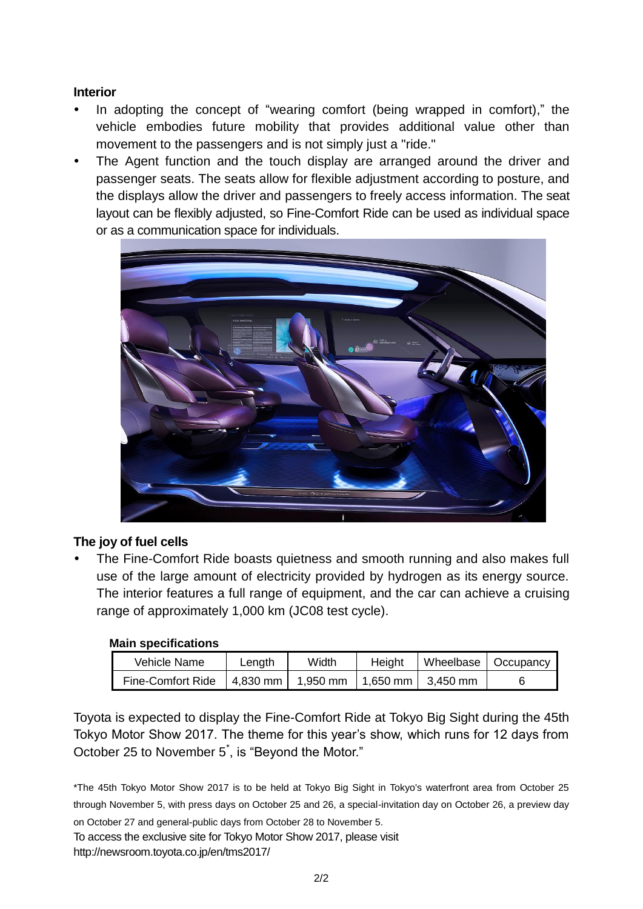**Interior**

- In adopting the concept of "wearing comfort (being wrapped in comfort)," the vehicle embodies future mobility that provides additional value other than movement to the passengers and is not simply just a "ride."
- The Agent function and the touch display are arranged around the driver and passenger seats. The seats allow for flexible adjustment according to posture, and the displays allow the driver and passengers to freely access information. The seat layout can be flexibly adjusted, so Fine-Comfort Ride can be used as individual space or as a communication space for individuals.

**The joy of fuel cells**

- The Fine-Comfort Ride boasts quietness and smooth running and also makes full use of the large amount of electricity provided by hydrogen as its energy source. The interior features a full range of equipment, and the car can achieve a cruising range of approximately 1,000 km (JC08 test cycle).

**Main specifications**

| Vehicle Name | Length | Width | Height | Wheelbase | Occupancy |
|---|---|---|---|---|---|
| Fine-Comfort Ride | 4,830 mm | 1,950 mm | 1,650 mm | 3,450 mm | 6 |

Toyota is expected to display the Fine-Comfort Ride at Tokyo Big Sight during the 45th Tokyo Motor Show 2017. The theme for this year's show, which runs for 12 days from October 25 to November 5*, is "Beyond the Motor."

*The 45th Tokyo Motor Show 2017 is to be held at Tokyo Big Sight in Tokyo's waterfront area from October 25 through November 5, with press days on October 25 and 26, a special-invitation day on October 26, a preview day on October 27 and general-public days from October 28 to November 5.

To access the exclusive site for Tokyo Motor Show 2017, please visit
http://newsroom.toyota.co.jp/en/tms2017/